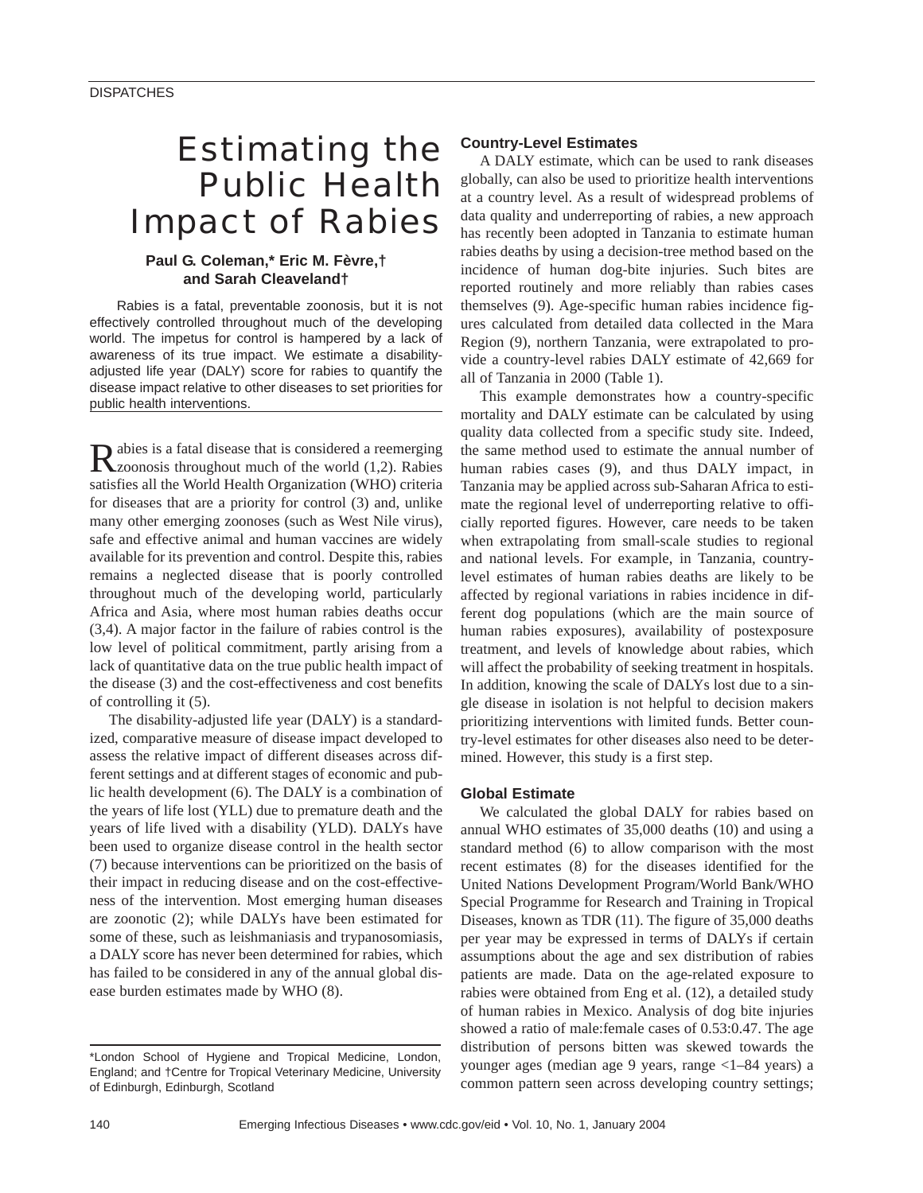# Estimating the Public Health Impact of Rabies

**Paul G. Coleman,* Eric M. Fèvre,† and Sarah Cleaveland†**

Rabies is a fatal, preventable zoonosis, but it is not effectively controlled throughout much of the developing world. The impetus for control is hampered by a lack of awareness of its true impact. We estimate a disability-adjusted life year (DALY) score for rabies to quantify the disease impact relative to other diseases to set priorities for public health interventions.

Rabies is a fatal disease that is considered a reemerging zoonosis throughout much of the world (1,2). Rabies satisfies all the World Health Organization (WHO) criteria for diseases that are a priority for control (3) and, unlike many other emerging zoonoses (such as West Nile virus), safe and effective animal and human vaccines are widely available for its prevention and control. Despite this, rabies remains a neglected disease that is poorly controlled throughout much of the developing world, particularly Africa and Asia, where most human rabies deaths occur (3,4). A major factor in the failure of rabies control is the low level of political commitment, partly arising from a lack of quantitative data on the true public health impact of the disease (3) and the cost-effectiveness and cost benefits of controlling it (5).

The disability-adjusted life year (DALY) is a standardized, comparative measure of disease impact developed to assess the relative impact of different diseases across different settings and at different stages of economic and public health development (6). The DALY is a combination of the years of life lost (YLL) due to premature death and the years of life lived with a disability (YLD). DALYs have been used to organize disease control in the health sector (7) because interventions can be prioritized on the basis of their impact in reducing disease and on the cost-effectiveness of the intervention. Most emerging human diseases are zoonotic (2); while DALYs have been estimated for some of these, such as leishmaniasis and trypanosomiasis, a DALY score has never been determined for rabies, which has failed to be considered in any of the annual global disease burden estimates made by WHO (8).

*London School of Hygiene and Tropical Medicine, London, England; and †Centre for Tropical Veterinary Medicine, University of Edinburgh, Edinburgh, Scotland

## Country-Level Estimates

A DALY estimate, which can be used to rank diseases globally, can also be used to prioritize health interventions at a country level. As a result of widespread problems of data quality and underreporting of rabies, a new approach has recently been adopted in Tanzania to estimate human rabies deaths by using a decision-tree method based on the incidence of human dog-bite injuries. Such bites are reported routinely and more reliably than rabies cases themselves (9). Age-specific human rabies incidence figures calculated from detailed data collected in the Mara Region (9), northern Tanzania, were extrapolated to provide a country-level rabies DALY estimate of 42,669 for all of Tanzania in 2000 (Table 1).

This example demonstrates how a country-specific mortality and DALY estimate can be calculated by using quality data collected from a specific study site. Indeed, the same method used to estimate the annual number of human rabies cases (9), and thus DALY impact, in Tanzania may be applied across sub-Saharan Africa to estimate the regional level of underreporting relative to officially reported figures. However, care needs to be taken when extrapolating from small-scale studies to regional and national levels. For example, in Tanzania, country-level estimates of human rabies deaths are likely to be affected by regional variations in rabies incidence in different dog populations (which are the main source of human rabies exposures), availability of postexposure treatment, and levels of knowledge about rabies, which will affect the probability of seeking treatment in hospitals. In addition, knowing the scale of DALYs lost due to a single disease in isolation is not helpful to decision makers prioritizing interventions with limited funds. Better country-level estimates for other diseases also need to be determined. However, this study is a first step.

## Global Estimate

We calculated the global DALY for rabies based on annual WHO estimates of 35,000 deaths (10) and using a standard method (6) to allow comparison with the most recent estimates (8) for the diseases identified for the United Nations Development Program/World Bank/WHO Special Programme for Research and Training in Tropical Diseases, known as TDR (11). The figure of 35,000 deaths per year may be expressed in terms of DALYs if certain assumptions about the age and sex distribution of rabies patients are made. Data on the age-related exposure to rabies were obtained from Eng et al. (12), a detailed study of human rabies in Mexico. Analysis of dog bite injuries showed a ratio of male:female cases of 0.53:0.47. The age distribution of persons bitten was skewed towards the younger ages (median age 9 years, range <1–84 years) a common pattern seen across developing country settings;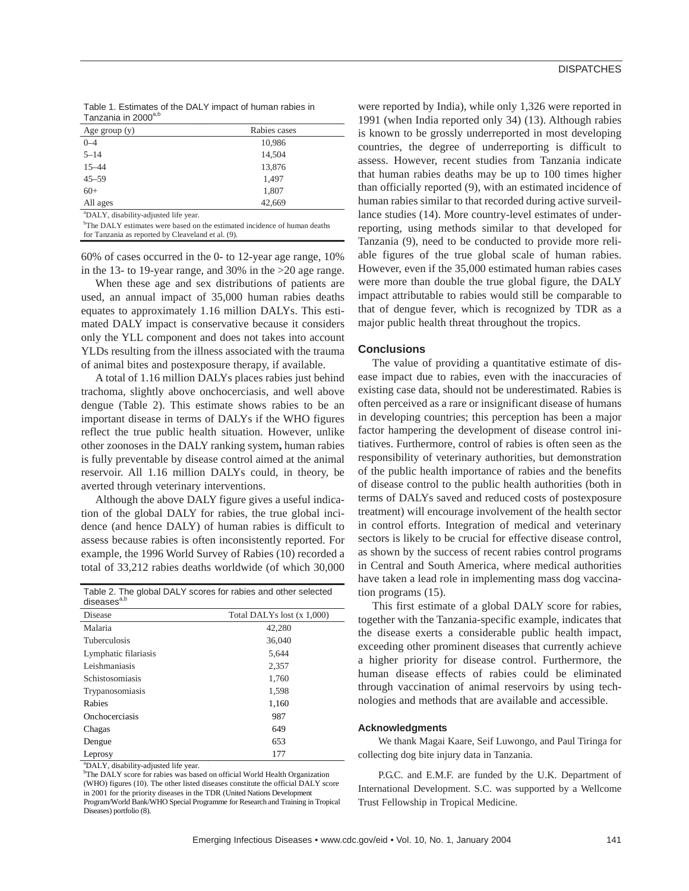Table 1. Estimates of the DALY impact of human rabies in Tanzania in 2000[a,b]

| Age group (y) | Rabies cases |
|---|---|
| 0–4 | 10,986 |
| 5–14 | 14,504 |
| 15–44 | 13,876 |
| 45–59 | 1,497 |
| 60+ | 1,807 |
| All ages | 42,669 |

[a]DALY, disability-adjusted life year.
[b]The DALY estimates were based on the estimated incidence of human deaths for Tanzania as reported by Cleaveland et al. (9).

60% of cases occurred in the 0- to 12-year age range, 10% in the 13- to 19-year range, and 30% in the >20 age range.

When these age and sex distributions of patients are used, an annual impact of 35,000 human rabies deaths equates to approximately 1.16 million DALYs. This estimated DALY impact is conservative because it considers only the YLL component and does not takes into account YLDs resulting from the illness associated with the trauma of animal bites and postexposure therapy, if available.

A total of 1.16 million DALYs places rabies just behind trachoma, slightly above onchocerciasis, and well above dengue (Table 2). This estimate shows rabies to be an important disease in terms of DALYs if the WHO figures reflect the true public health situation. However, unlike other zoonoses in the DALY ranking system**,** human rabies is fully preventable by disease control aimed at the animal reservoir. All 1.16 million DALYs could, in theory, be averted through veterinary interventions.

Although the above DALY figure gives a useful indication of the global DALY for rabies, the true global incidence (and hence DALY) of human rabies is difficult to assess because rabies is often inconsistently reported. For example, the 1996 World Survey of Rabies (10) recorded a total of 33,212 rabies deaths worldwide (of which 30,000 were reported by India), while only 1,326 were reported in 1991 (when India reported only 34) (13). Although rabies is known to be grossly underreported in most developing countries, the degree of underreporting is difficult to assess. However, recent studies from Tanzania indicate that human rabies deaths may be up to 100 times higher than officially reported (9), with an estimated incidence of human rabies similar to that recorded during active surveillance studies (14). More country-level estimates of underreporting, using methods similar to that developed for Tanzania (9), need to be conducted to provide more reliable figures of the true global scale of human rabies. However, even if the 35,000 estimated human rabies cases were more than double the true global figure, the DALY impact attributable to rabies would still be comparable to that of dengue fever, which is recognized by TDR as a major public health threat throughout the tropics.

Table 2. The global DALY scores for rabies and other selected diseases[a,b]

| Disease | Total DALYs lost (x 1,000) |
|---|---|
| Malaria | 42,280 |
| Tuberculosis | 36,040 |
| Lymphatic filariasis | 5,644 |
| Leishmaniasis | 2,357 |
| Schistosomiasis | 1,760 |
| Trypanosomiasis | 1,598 |
| Rabies | 1,160 |
| Onchocerciasis | 987 |
| Chagas | 649 |
| Dengue | 653 |
| Leprosy | 177 |

[a]DALY, disability-adjusted life year.
[b]The DALY score for rabies was based on official World Health Organization (WHO) figures (10). The other listed diseases constitute the official DALY score in 2001 for the priority diseases in the TDR (United Nations Development Program/World Bank/WHO Special Programme for Research and Training in Tropical Diseases) portfolio (8).

## Conclusions

The value of providing a quantitative estimate of disease impact due to rabies, even with the inaccuracies of existing case data, should not be underestimated. Rabies is often perceived as a rare or insignificant disease of humans in developing countries; this perception has been a major factor hampering the development of disease control initiatives. Furthermore, control of rabies is often seen as the responsibility of veterinary authorities, but demonstration of the public health importance of rabies and the benefits of disease control to the public health authorities (both in terms of DALYs saved and reduced costs of postexposure treatment) will encourage involvement of the health sector in control efforts. Integration of medical and veterinary sectors is likely to be crucial for effective disease control, as shown by the success of recent rabies control programs in Central and South America, where medical authorities have taken a lead role in implementing mass dog vaccination programs (15).

This first estimate of a global DALY score for rabies, together with the Tanzania-specific example, indicates that the disease exerts a considerable public health impact, exceeding other prominent diseases that currently achieve a higher priority for disease control. Furthermore, the human disease effects of rabies could be eliminated through vaccination of animal reservoirs by using technologies and methods that are available and accessible.

### Acknowledgments

We thank Magai Kaare, Seif Luwongo, and Paul Tiringa for collecting dog bite injury data in Tanzania.

P.G.C. and E.M.F. are funded by the U.K. Department of International Development. S.C. was supported by a Wellcome Trust Fellowship in Tropical Medicine.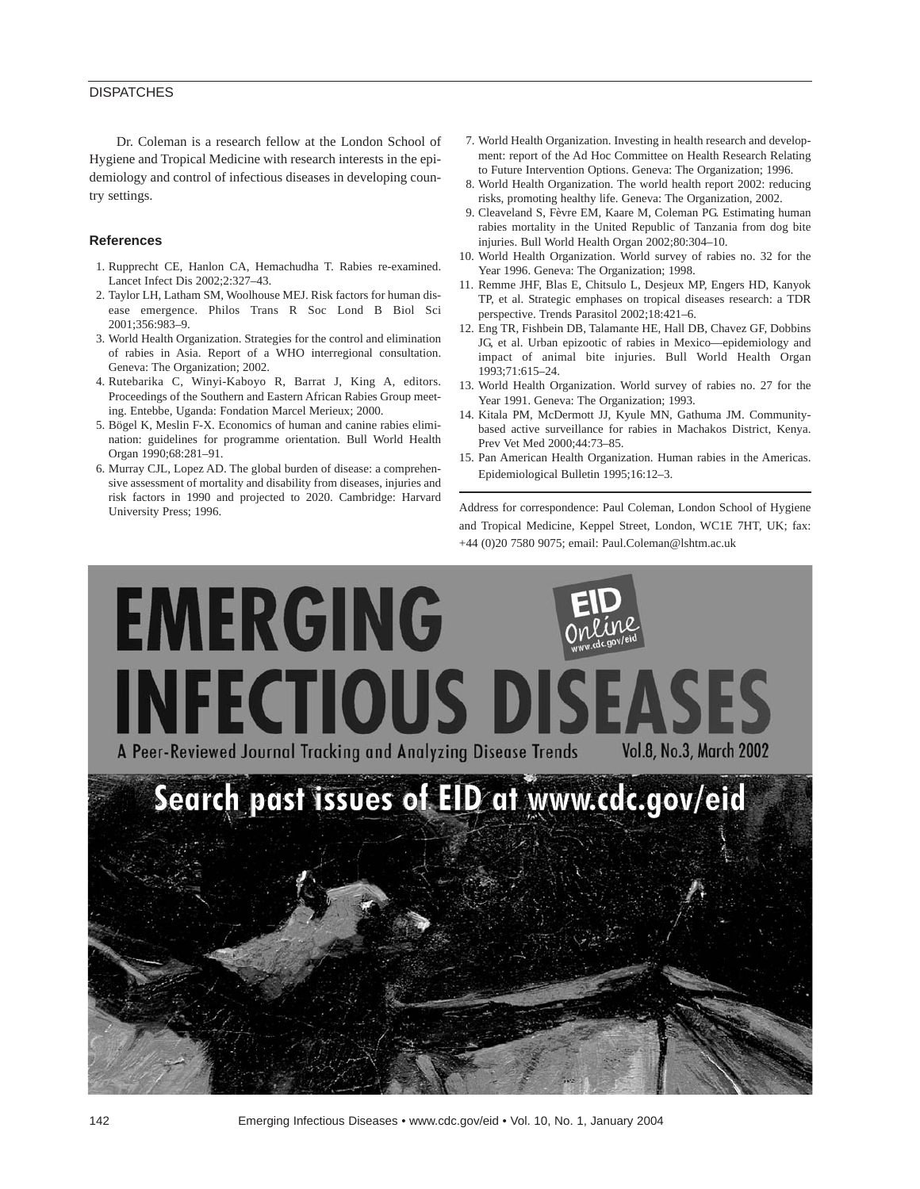Dr. Coleman is a research fellow at the London School of Hygiene and Tropical Medicine with research interests in the epidemiology and control of infectious diseases in developing country settings.

## References

1. Rupprecht CE, Hanlon CA, Hemachudha T. Rabies re-examined. Lancet Infect Dis 2002;2:327–43.
2. Taylor LH, Latham SM, Woolhouse MEJ. Risk factors for human disease emergence. Philos Trans R Soc Lond B Biol Sci 2001;356:983–9.
3. World Health Organization. Strategies for the control and elimination of rabies in Asia. Report of a WHO interregional consultation. Geneva: The Organization; 2002.
4. Rutebarika C, Winyi-Kaboyo R, Barrat J, King A, editors. Proceedings of the Southern and Eastern African Rabies Group meeting. Entebbe, Uganda: Fondation Marcel Merieux; 2000.
5. Bögel K, Meslin F-X. Economics of human and canine rabies elimination: guidelines for programme orientation. Bull World Health Organ 1990;68:281–91.
6. Murray CJL, Lopez AD. The global burden of disease: a comprehensive assessment of mortality and disability from diseases, injuries and risk factors in 1990 and projected to 2020. Cambridge: Harvard University Press; 1996.
7. World Health Organization. Investing in health research and development: report of the Ad Hoc Committee on Health Research Relating to Future Intervention Options. Geneva: The Organization; 1996.
8. World Health Organization. The world health report 2002: reducing risks, promoting healthy life. Geneva: The Organization, 2002.
9. Cleaveland S, Fèvre EM, Kaare M, Coleman PG. Estimating human rabies mortality in the United Republic of Tanzania from dog bite injuries. Bull World Health Organ 2002;80:304–10.
10. World Health Organization. World survey of rabies no. 32 for the Year 1996. Geneva: The Organization; 1998.
11. Remme JHF, Blas E, Chitsulo L, Desjeux MP, Engers HD, Kanyok TP, et al. Strategic emphases on tropical diseases research: a TDR perspective. Trends Parasitol 2002;18:421–6.
12. Eng TR, Fishbein DB, Talamante HE, Hall DB, Chavez GF, Dobbins JG, et al. Urban epizootic of rabies in Mexico—epidemiology and impact of animal bite injuries. Bull World Health Organ 1993;71:615–24.
13. World Health Organization. World survey of rabies no. 27 for the Year 1991. Geneva: The Organization; 1993.
14. Kitala PM, McDermott JJ, Kyule MN, Gathuma JM. Community-based active surveillance for rabies in Machakos District, Kenya. Prev Vet Med 2000;44:73–85.
15. Pan American Health Organization. Human rabies in the Americas. Epidemiological Bulletin 1995;16:12–3.

Address for correspondence: Paul Coleman, London School of Hygiene and Tropical Medicine, Keppel Street, London, WC1E 7HT, UK; fax: +44 (0)20 7580 9075; email: Paul.Coleman@lshtm.ac.uk

EMERGING INFECTIOUS DISEASES

EID Online www.cdc.gov/eid

A Peer-Reviewed Journal Tracking and Analyzing Disease Trends Vol.8, No.3, March 2002

Search past issues of EID at www.cdc.gov/eid